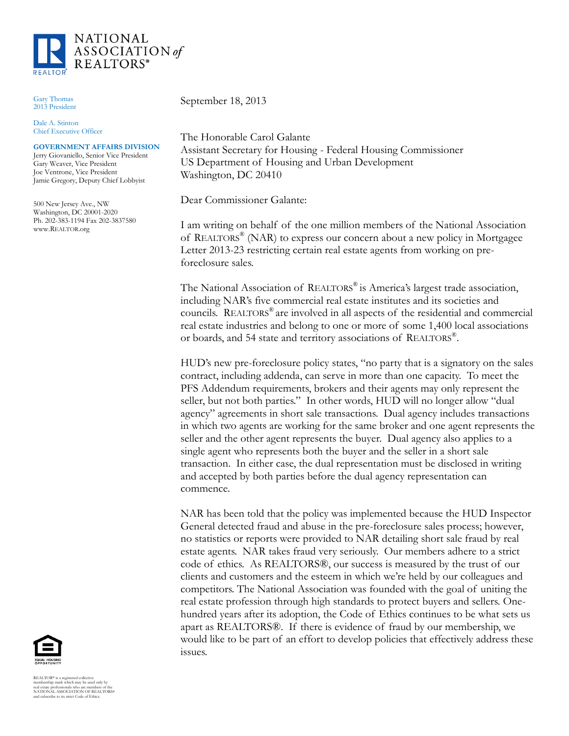# NATIONAL ASSOCIATION of REALTORS®

Gary Thomas
2013 President

Dale A. Stinton
Chief Executive Officer

**GOVERNMENT AFFAIRS DIVISION**
Jerry Giovaniello, Senior Vice President
Gary Weaver, Vice President
Joe Ventrone, Vice President
Jamie Gregory, Deputy Chief Lobbyist

500 New Jersey Ave., NW
Washington, DC 20001-2020
Ph. 202-383-1194 Fax 202-3837580
www.REALTOR.org

September 18, 2013

The Honorable Carol Galante
Assistant Secretary for Housing - Federal Housing Commissioner
US Department of Housing and Urban Development
Washington, DC 20410

Dear Commissioner Galante:

I am writing on behalf of the one million members of the National Association of REALTORS® (NAR) to express our concern about a new policy in Mortgagee Letter 2013-23 restricting certain real estate agents from working on pre-foreclosure sales.

The National Association of REALTORS® is America's largest trade association, including NAR's five commercial real estate institutes and its societies and councils. REALTORS® are involved in all aspects of the residential and commercial real estate industries and belong to one or more of some 1,400 local associations or boards, and 54 state and territory associations of REALTORS®.

HUD's new pre-foreclosure policy states, "no party that is a signatory on the sales contract, including addenda, can serve in more than one capacity. To meet the PFS Addendum requirements, brokers and their agents may only represent the seller, but not both parties." In other words, HUD will no longer allow "dual agency" agreements in short sale transactions. Dual agency includes transactions in which two agents are working for the same broker and one agent represents the seller and the other agent represents the buyer. Dual agency also applies to a single agent who represents both the buyer and the seller in a short sale transaction. In either case, the dual representation must be disclosed in writing and accepted by both parties before the dual agency representation can commence.

NAR has been told that the policy was implemented because the HUD Inspector General detected fraud and abuse in the pre-foreclosure sales process; however, no statistics or reports were provided to NAR detailing short sale fraud by real estate agents. NAR takes fraud very seriously. Our members adhere to a strict code of ethics. As REALTORS®, our success is measured by the trust of our clients and customers and the esteem in which we're held by our colleagues and competitors. The National Association was founded with the goal of uniting the real estate profession through high standards to protect buyers and sellers. One-hundred years after its adoption, the Code of Ethics continues to be what sets us apart as REALTORS®. If there is evidence of fraud by our membership, we would like to be part of an effort to develop policies that effectively address these issues.

EQUAL HOUSING OPPORTUNITY

REALTOR® is a registered collective membership mark which may be used only by real estate professionals who are members of the NATIONAL ASSOCIATION OF REALTORS® and subscribe to its strict Code of Ethics.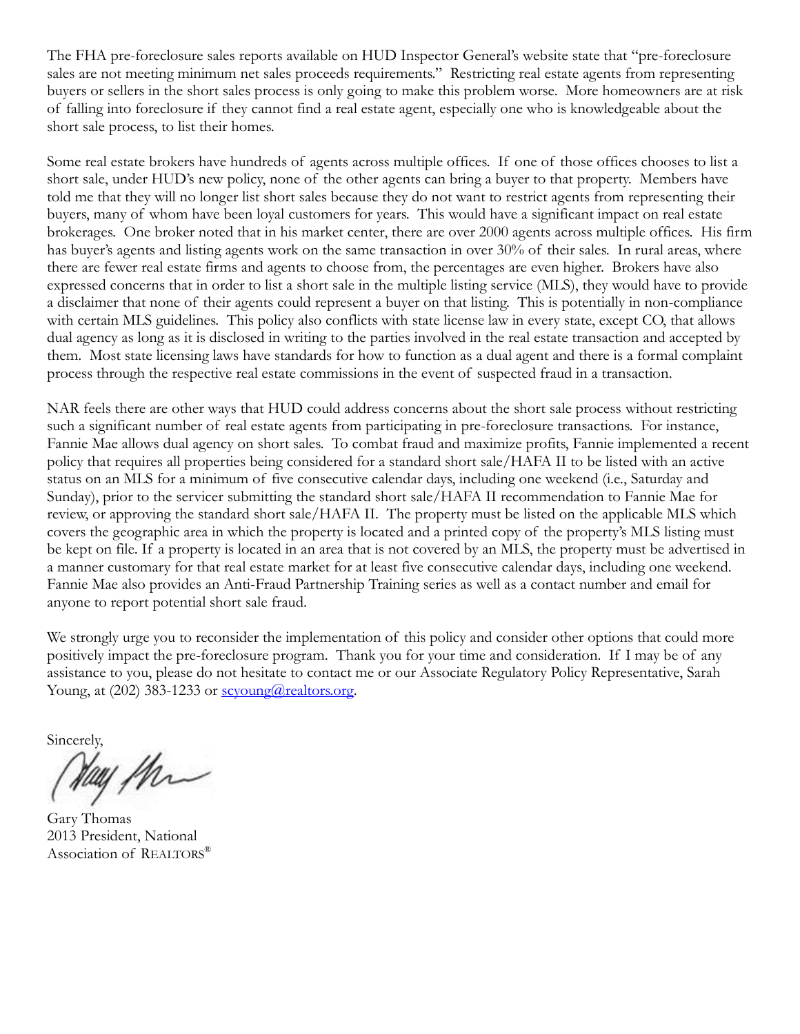The FHA pre-foreclosure sales reports available on HUD Inspector General's website state that "pre-foreclosure sales are not meeting minimum net sales proceeds requirements." Restricting real estate agents from representing buyers or sellers in the short sales process is only going to make this problem worse. More homeowners are at risk of falling into foreclosure if they cannot find a real estate agent, especially one who is knowledgeable about the short sale process, to list their homes.

Some real estate brokers have hundreds of agents across multiple offices. If one of those offices chooses to list a short sale, under HUD's new policy, none of the other agents can bring a buyer to that property. Members have told me that they will no longer list short sales because they do not want to restrict agents from representing their buyers, many of whom have been loyal customers for years. This would have a significant impact on real estate brokerages. One broker noted that in his market center, there are over 2000 agents across multiple offices. His firm has buyer's agents and listing agents work on the same transaction in over 30% of their sales. In rural areas, where there are fewer real estate firms and agents to choose from, the percentages are even higher. Brokers have also expressed concerns that in order to list a short sale in the multiple listing service (MLS), they would have to provide a disclaimer that none of their agents could represent a buyer on that listing. This is potentially in non-compliance with certain MLS guidelines. This policy also conflicts with state license law in every state, except CO, that allows dual agency as long as it is disclosed in writing to the parties involved in the real estate transaction and accepted by them. Most state licensing laws have standards for how to function as a dual agent and there is a formal complaint process through the respective real estate commissions in the event of suspected fraud in a transaction.

NAR feels there are other ways that HUD could address concerns about the short sale process without restricting such a significant number of real estate agents from participating in pre-foreclosure transactions. For instance, Fannie Mae allows dual agency on short sales. To combat fraud and maximize profits, Fannie implemented a recent policy that requires all properties being considered for a standard short sale/HAFA II to be listed with an active status on an MLS for a minimum of five consecutive calendar days, including one weekend (i.e., Saturday and Sunday), prior to the servicer submitting the standard short sale/HAFA II recommendation to Fannie Mae for review, or approving the standard short sale/HAFA II. The property must be listed on the applicable MLS which covers the geographic area in which the property is located and a printed copy of the property's MLS listing must be kept on file. If a property is located in an area that is not covered by an MLS, the property must be advertised in a manner customary for that real estate market for at least five consecutive calendar days, including one weekend. Fannie Mae also provides an Anti-Fraud Partnership Training series as well as a contact number and email for anyone to report potential short sale fraud.

We strongly urge you to reconsider the implementation of this policy and consider other options that could more positively impact the pre-foreclosure program. Thank you for your time and consideration. If I may be of any assistance to you, please do not hesitate to contact me or our Associate Regulatory Policy Representative, Sarah Young, at (202) 383-1233 or scyoung@realtors.org.

Sincerely,

Gary Thomas
2013 President, National
Association of REALTORS®